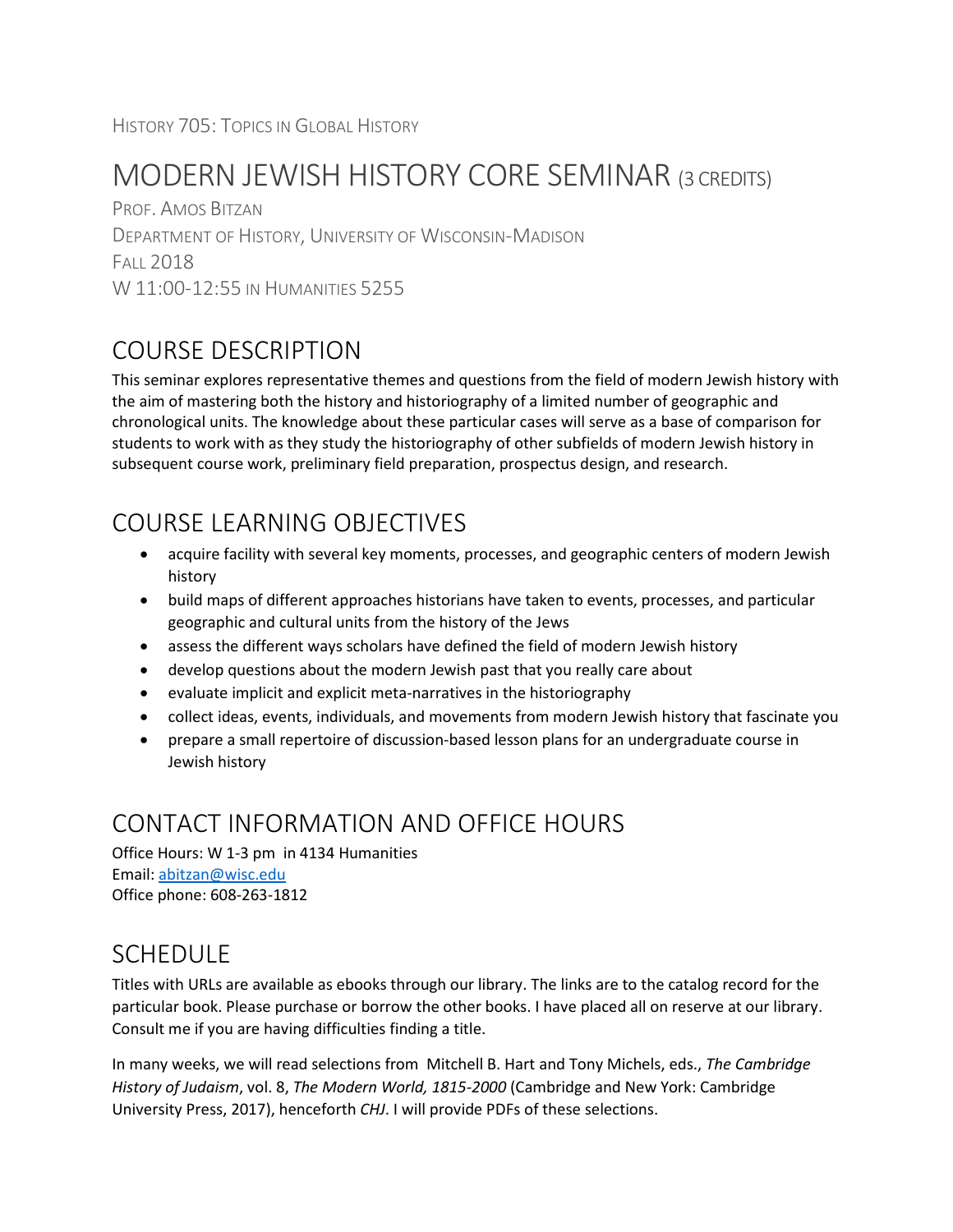HISTORY 705: TOPICS IN GLOBAL HISTORY

# MODERN JEWISH HISTORY CORE SEMINAR (3 CREDITS)

PROF. AMOS BITZAN
DEPARTMENT OF HISTORY, UNIVERSITY OF WISCONSIN-MADISON
FALL 2018
W 11:00-12:55 IN HUMANITIES 5255

## COURSE DESCRIPTION

This seminar explores representative themes and questions from the field of modern Jewish history with the aim of mastering both the history and historiography of a limited number of geographic and chronological units. The knowledge about these particular cases will serve as a base of comparison for students to work with as they study the historiography of other subfields of modern Jewish history in subsequent course work, preliminary field preparation, prospectus design, and research.

## COURSE LEARNING OBJECTIVES

- acquire facility with several key moments, processes, and geographic centers of modern Jewish history
- build maps of different approaches historians have taken to events, processes, and particular geographic and cultural units from the history of the Jews
- assess the different ways scholars have defined the field of modern Jewish history
- develop questions about the modern Jewish past that you really care about
- evaluate implicit and explicit meta-narratives in the historiography
- collect ideas, events, individuals, and movements from modern Jewish history that fascinate you
- prepare a small repertoire of discussion-based lesson plans for an undergraduate course in Jewish history

## CONTACT INFORMATION AND OFFICE HOURS

Office Hours: W 1-3 pm in 4134 Humanities
Email: abitzan@wisc.edu
Office phone: 608-263-1812

## SCHEDULE

Titles with URLs are available as ebooks through our library. The links are to the catalog record for the particular book. Please purchase or borrow the other books. I have placed all on reserve at our library. Consult me if you are having difficulties finding a title.

In many weeks, we will read selections from Mitchell B. Hart and Tony Michels, eds., *The Cambridge History of Judaism*, vol. 8, *The Modern World, 1815-2000* (Cambridge and New York: Cambridge University Press, 2017), henceforth *CHJ*. I will provide PDFs of these selections.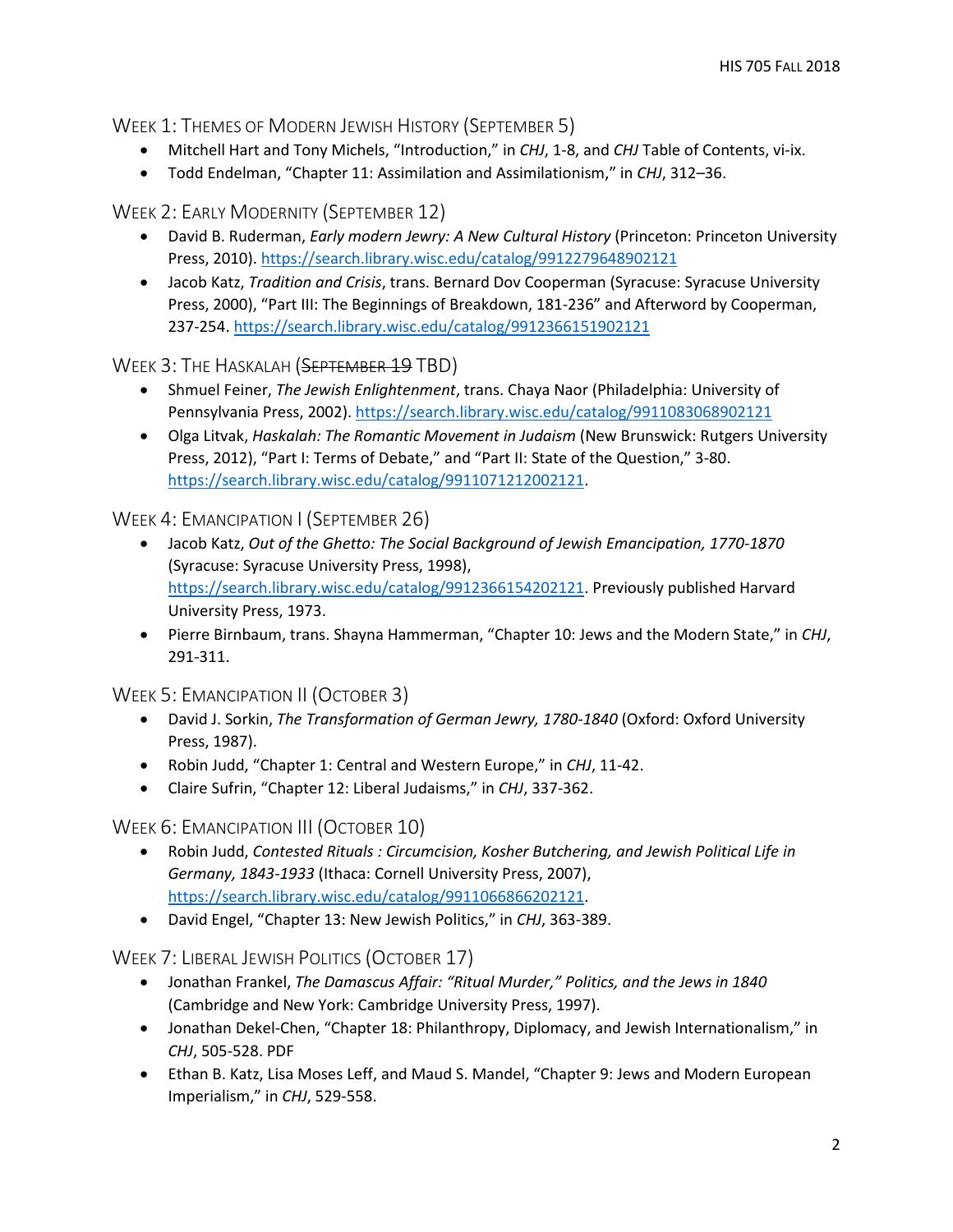## Week 1: Themes of Modern Jewish History (September 5)

- Mitchell Hart and Tony Michels, "Introduction," in *CHJ*, 1-8, and *CHJ* Table of Contents, vi-ix.
- Todd Endelman, "Chapter 11: Assimilation and Assimilationism," in *CHJ*, 312–36.

## Week 2: Early Modernity (September 12)

- David B. Ruderman, *Early modern Jewry: A New Cultural History* (Princeton: Princeton University Press, 2010). https://search.library.wisc.edu/catalog/9912279648902121
- Jacob Katz, *Tradition and Crisis*, trans. Bernard Dov Cooperman (Syracuse: Syracuse University Press, 2000), "Part III: The Beginnings of Breakdown, 181-236" and Afterword by Cooperman, 237-254. https://search.library.wisc.edu/catalog/9912366151902121

## Week 3: The Haskalah (~~September 19~~ TBD)

- Shmuel Feiner, *The Jewish Enlightenment*, trans. Chaya Naor (Philadelphia: University of Pennsylvania Press, 2002). https://search.library.wisc.edu/catalog/9911083068902121
- Olga Litvak, *Haskalah: The Romantic Movement in Judaism* (New Brunswick: Rutgers University Press, 2012), "Part I: Terms of Debate," and "Part II: State of the Question," 3-80. https://search.library.wisc.edu/catalog/9911071212002121.

## Week 4: Emancipation I (September 26)

- Jacob Katz, *Out of the Ghetto: The Social Background of Jewish Emancipation, 1770-1870* (Syracuse: Syracuse University Press, 1998), https://search.library.wisc.edu/catalog/9912366154202121. Previously published Harvard University Press, 1973.
- Pierre Birnbaum, trans. Shayna Hammerman, "Chapter 10: Jews and the Modern State," in *CHJ*, 291-311.

## Week 5: Emancipation II (October 3)

- David J. Sorkin, *The Transformation of German Jewry, 1780-1840* (Oxford: Oxford University Press, 1987).
- Robin Judd, "Chapter 1: Central and Western Europe," in *CHJ*, 11-42.
- Claire Sufrin, "Chapter 12: Liberal Judaisms," in *CHJ*, 337-362.

## Week 6: Emancipation III (October 10)

- Robin Judd, *Contested Rituals : Circumcision, Kosher Butchering, and Jewish Political Life in Germany, 1843-1933* (Ithaca: Cornell University Press, 2007), https://search.library.wisc.edu/catalog/9911066866202121.
- David Engel, "Chapter 13: New Jewish Politics," in *CHJ*, 363-389.

## Week 7: Liberal Jewish Politics (October 17)

- Jonathan Frankel, *The Damascus Affair: "Ritual Murder," Politics, and the Jews in 1840* (Cambridge and New York: Cambridge University Press, 1997).
- Jonathan Dekel-Chen, "Chapter 18: Philanthropy, Diplomacy, and Jewish Internationalism," in *CHJ*, 505-528. PDF
- Ethan B. Katz, Lisa Moses Leff, and Maud S. Mandel, "Chapter 9: Jews and Modern European Imperialism," in *CHJ*, 529-558.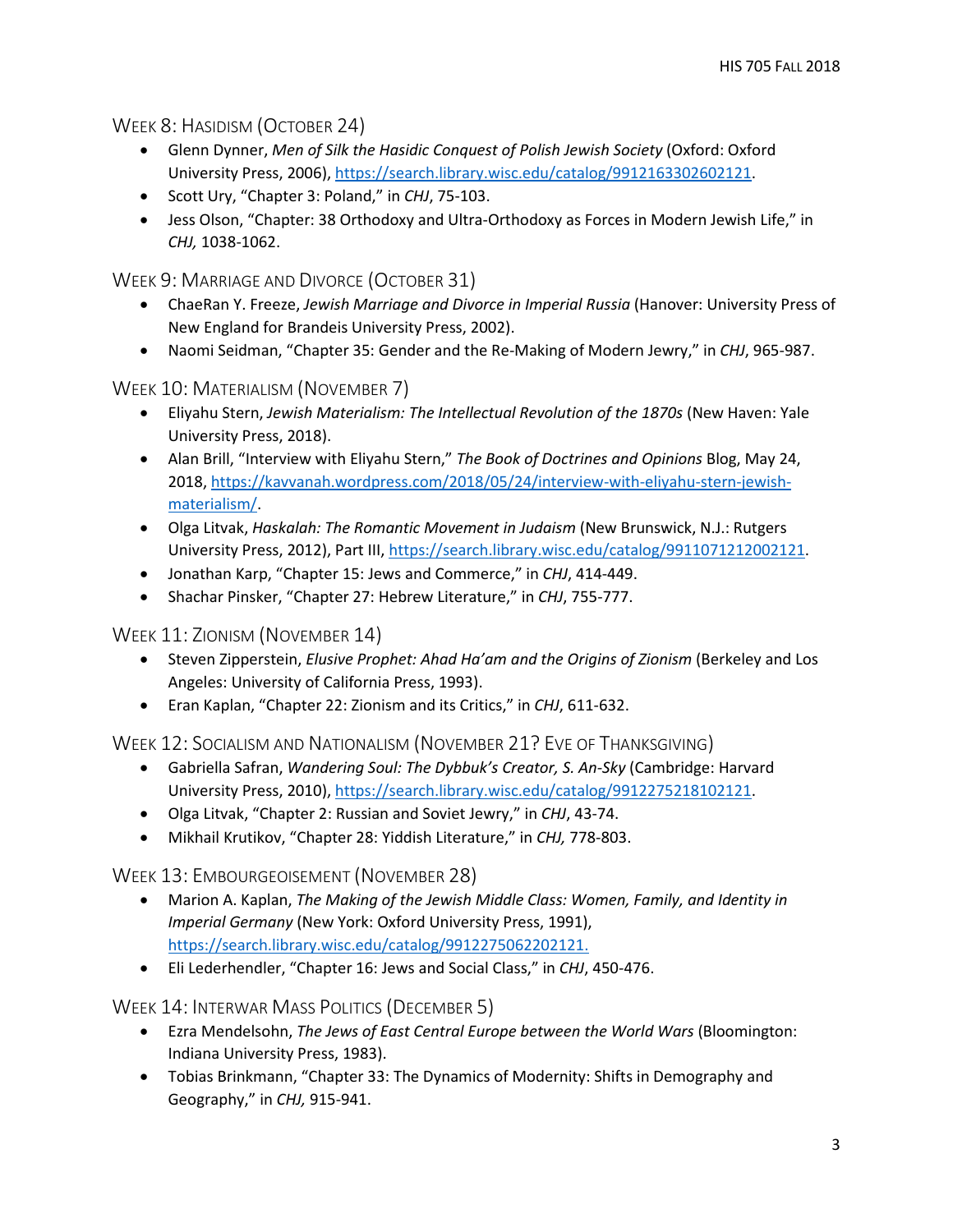## Week 8: Hasidism (October 24)

- Glenn Dynner, *Men of Silk the Hasidic Conquest of Polish Jewish Society* (Oxford: Oxford University Press, 2006), https://search.library.wisc.edu/catalog/9912163302602121.
- Scott Ury, "Chapter 3: Poland," in *CHJ*, 75-103.
- Jess Olson, "Chapter: 38 Orthodoxy and Ultra-Orthodoxy as Forces in Modern Jewish Life," in *CHJ,* 1038-1062.

## Week 9: Marriage and Divorce (October 31)

- ChaeRan Y. Freeze, *Jewish Marriage and Divorce in Imperial Russia* (Hanover: University Press of New England for Brandeis University Press, 2002).
- Naomi Seidman, "Chapter 35: Gender and the Re-Making of Modern Jewry," in *CHJ*, 965-987.

## Week 10: Materialism (November 7)

- Eliyahu Stern, *Jewish Materialism: The Intellectual Revolution of the 1870s* (New Haven: Yale University Press, 2018).
- Alan Brill, "Interview with Eliyahu Stern," *The Book of Doctrines and Opinions* Blog, May 24, 2018, https://kavvanah.wordpress.com/2018/05/24/interview-with-eliyahu-stern-jewish-materialism/.
- Olga Litvak, *Haskalah: The Romantic Movement in Judaism* (New Brunswick, N.J.: Rutgers University Press, 2012), Part III, https://search.library.wisc.edu/catalog/9911071212002121.
- Jonathan Karp, "Chapter 15: Jews and Commerce," in *CHJ*, 414-449.
- Shachar Pinsker, "Chapter 27: Hebrew Literature," in *CHJ*, 755-777.

## Week 11: Zionism (November 14)

- Steven Zipperstein, *Elusive Prophet: Ahad Ha'am and the Origins of Zionism* (Berkeley and Los Angeles: University of California Press, 1993).
- Eran Kaplan, "Chapter 22: Zionism and its Critics," in *CHJ*, 611-632.

## Week 12: Socialism and Nationalism (November 21? Eve of Thanksgiving)

- Gabriella Safran, *Wandering Soul: The Dybbuk's Creator, S. An-Sky* (Cambridge: Harvard University Press, 2010), https://search.library.wisc.edu/catalog/9912275218102121.
- Olga Litvak, "Chapter 2: Russian and Soviet Jewry," in *CHJ*, 43-74.
- Mikhail Krutikov, "Chapter 28: Yiddish Literature," in *CHJ,* 778-803.

## Week 13: Embourgeoisement (November 28)

- Marion A. Kaplan, *The Making of the Jewish Middle Class: Women, Family, and Identity in Imperial Germany* (New York: Oxford University Press, 1991), https://search.library.wisc.edu/catalog/9912275062202121.
- Eli Lederhendler, "Chapter 16: Jews and Social Class," in *CHJ*, 450-476.

## Week 14: Interwar Mass Politics (December 5)

- Ezra Mendelsohn, *The Jews of East Central Europe between the World Wars* (Bloomington: Indiana University Press, 1983).
- Tobias Brinkmann, "Chapter 33: The Dynamics of Modernity: Shifts in Demography and Geography," in *CHJ,* 915-941.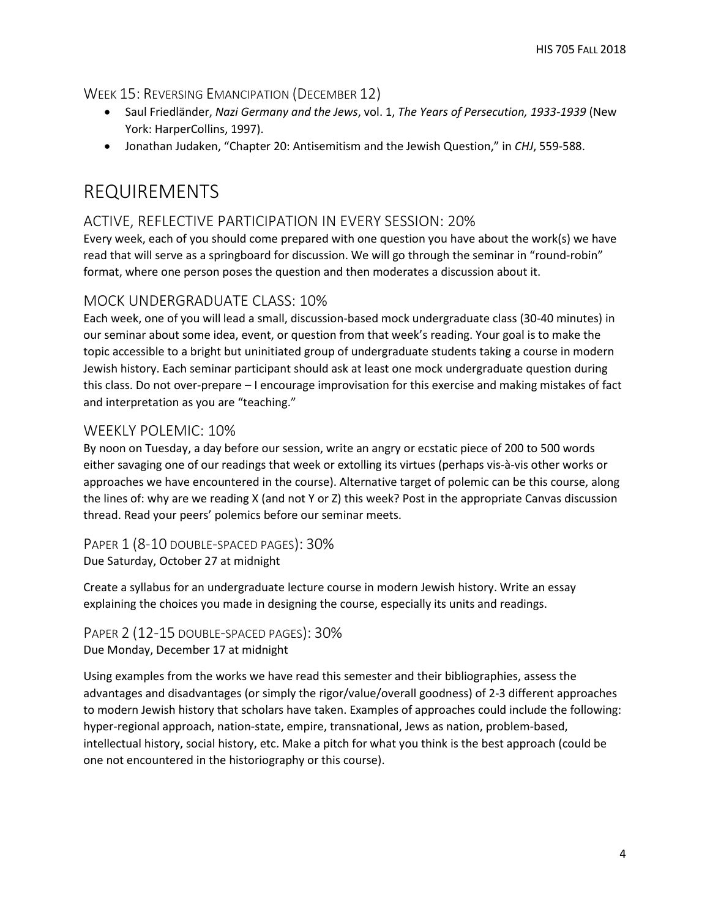### Week 15: Reversing Emancipation (December 12)

- Saul Friedländer, *Nazi Germany and the Jews*, vol. 1, *The Years of Persecution, 1933-1939* (New York: HarperCollins, 1997).
- Jonathan Judaken, "Chapter 20: Antisemitism and the Jewish Question," in *CHJ*, 559-588.

# REQUIREMENTS

## ACTIVE, REFLECTIVE PARTICIPATION IN EVERY SESSION: 20%

Every week, each of you should come prepared with one question you have about the work(s) we have read that will serve as a springboard for discussion. We will go through the seminar in "round-robin" format, where one person poses the question and then moderates a discussion about it.

## MOCK UNDERGRADUATE CLASS: 10%

Each week, one of you will lead a small, discussion-based mock undergraduate class (30-40 minutes) in our seminar about some idea, event, or question from that week's reading. Your goal is to make the topic accessible to a bright but uninitiated group of undergraduate students taking a course in modern Jewish history. Each seminar participant should ask at least one mock undergraduate question during this class. Do not over-prepare – I encourage improvisation for this exercise and making mistakes of fact and interpretation as you are "teaching."

## WEEKLY POLEMIC: 10%

By noon on Tuesday, a day before our session, write an angry or ecstatic piece of 200 to 500 words either savaging one of our readings that week or extolling its virtues (perhaps vis-à-vis other works or approaches we have encountered in the course). Alternative target of polemic can be this course, along the lines of: why are we reading X (and not Y or Z) this week? Post in the appropriate Canvas discussion thread. Read your peers' polemics before our seminar meets.

## Paper 1 (8-10 double-spaced pages): 30%

Due Saturday, October 27 at midnight

Create a syllabus for an undergraduate lecture course in modern Jewish history. Write an essay explaining the choices you made in designing the course, especially its units and readings.

## Paper 2 (12-15 double-spaced pages): 30%

Due Monday, December 17 at midnight

Using examples from the works we have read this semester and their bibliographies, assess the advantages and disadvantages (or simply the rigor/value/overall goodness) of 2-3 different approaches to modern Jewish history that scholars have taken. Examples of approaches could include the following: hyper-regional approach, nation-state, empire, transnational, Jews as nation, problem-based, intellectual history, social history, etc. Make a pitch for what you think is the best approach (could be one not encountered in the historiography or this course).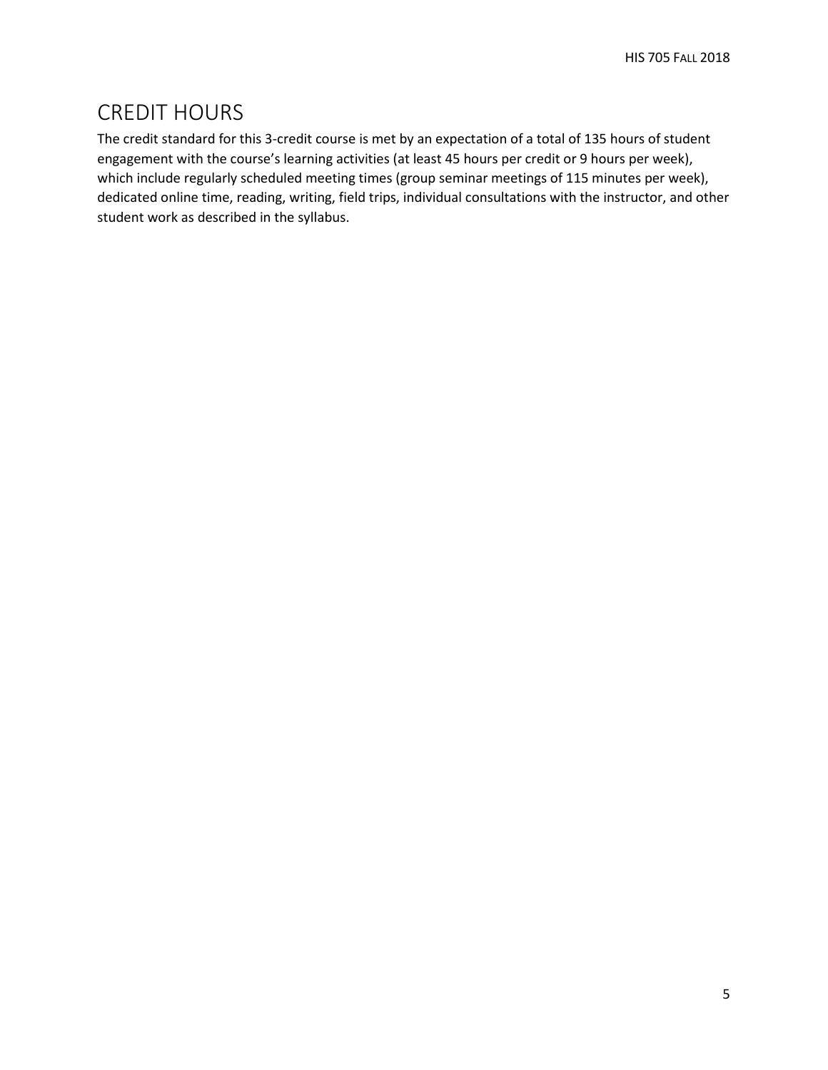# CREDIT HOURS

The credit standard for this 3-credit course is met by an expectation of a total of 135 hours of student engagement with the course's learning activities (at least 45 hours per credit or 9 hours per week), which include regularly scheduled meeting times (group seminar meetings of 115 minutes per week), dedicated online time, reading, writing, field trips, individual consultations with the instructor, and other student work as described in the syllabus.